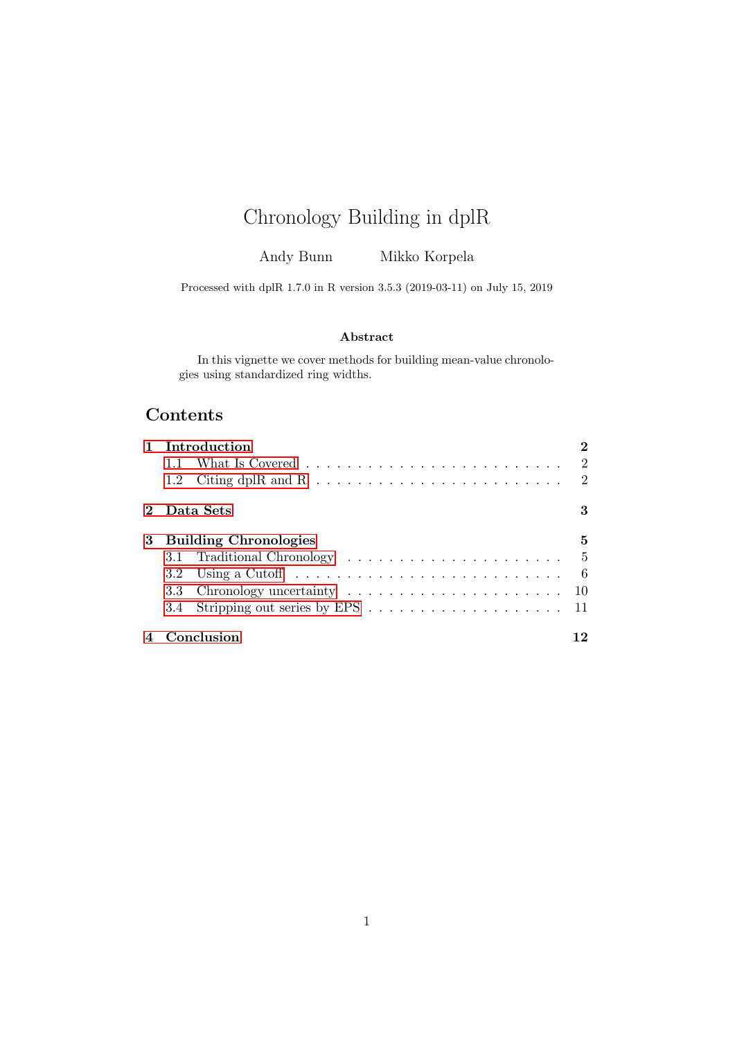# Chronology Building in dplR

Andy Bunn  Mikko Korpela

Processed with dplR 1.7.0 in R version 3.5.3 (2019-03-11) on July 15, 2019

**Abstract**

In this vignette we cover methods for building mean-value chronologies using standardized ring widths.

## Contents

- **1 Introduction** — **2**
  - 1.1 What Is Covered — 2
  - 1.2 Citing dplR and R — 2
- **2 Data Sets** — **3**
- **3 Building Chronologies** — **5**
  - 3.1 Traditional Chronology — 5
  - 3.2 Using a Cutoff — 6
  - 3.3 Chronology uncertainty — 10
  - 3.4 Stripping out series by EPS — 11
- **4 Conclusion** — **12**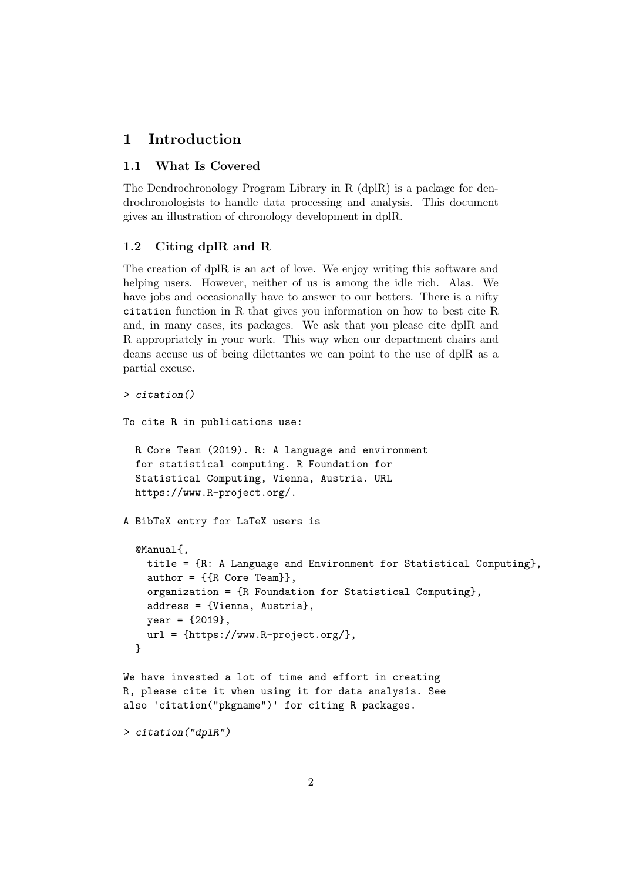# 1 Introduction

## 1.1 What Is Covered

The Dendrochronology Program Library in R (dplR) is a package for dendrochronologists to handle data processing and analysis. This document gives an illustration of chronology development in dplR.

## 1.2 Citing dplR and R

The creation of dplR is an act of love. We enjoy writing this software and helping users. However, neither of us is among the idle rich. Alas. We have jobs and occasionally have to answer to our betters. There is a nifty `citation` function in R that gives you information on how to best cite R and, in many cases, its packages. We ask that you please cite dplR and R appropriately in your work. This way when our department chairs and deans accuse us of being dilettantes we can point to the use of dplR as a partial excuse.

```
> citation()

To cite R in publications use:

  R Core Team (2019). R: A language and environment
  for statistical computing. R Foundation for
  Statistical Computing, Vienna, Austria. URL
  https://www.R-project.org/.

A BibTeX entry for LaTeX users is

  @Manual{,
    title = {R: A Language and Environment for Statistical Computing},
    author = {{R Core Team}},
    organization = {R Foundation for Statistical Computing},
    address = {Vienna, Austria},
    year = {2019},
    url = {https://www.R-project.org/},
  }

We have invested a lot of time and effort in creating
R, please cite it when using it for data analysis. See
also 'citation("pkgname")' for citing R packages.

> citation("dplR")
```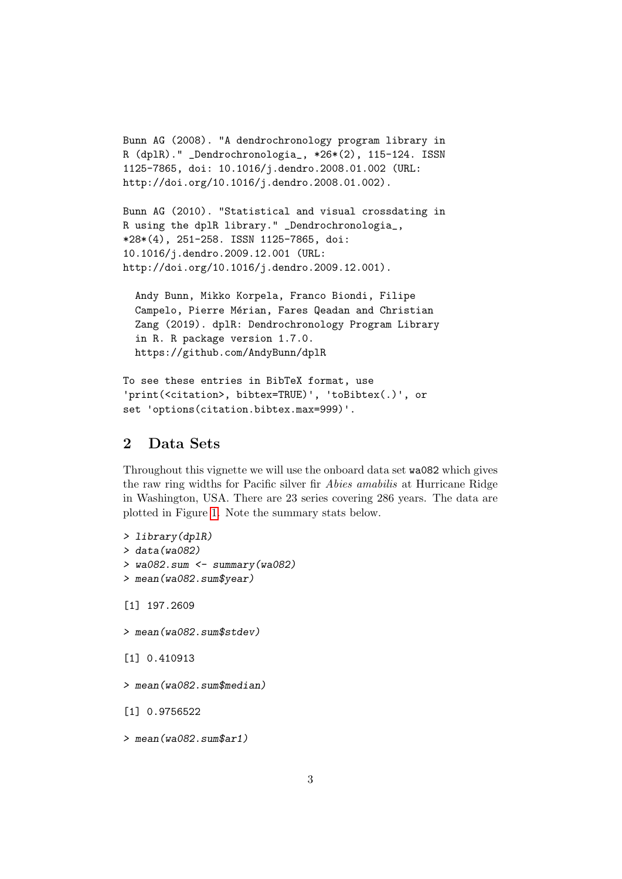```
Bunn AG (2008). "A dendrochronology program library in
R (dplR)." _Dendrochronologia_, *26*(2), 115-124. ISSN
1125-7865, doi: 10.1016/j.dendro.2008.01.002 (URL:
http://doi.org/10.1016/j.dendro.2008.01.002).

Bunn AG (2010). "Statistical and visual crossdating in
R using the dplR library." _Dendrochronologia_,
*28*(4), 251-258. ISSN 1125-7865, doi:
10.1016/j.dendro.2009.12.001 (URL:
http://doi.org/10.1016/j.dendro.2009.12.001).

  Andy Bunn, Mikko Korpela, Franco Biondi, Filipe
  Campelo, Pierre Mérian, Fares Qeadan and Christian
  Zang (2019). dplR: Dendrochronology Program Library
  in R. R package version 1.7.0.
  https://github.com/AndyBunn/dplR

To see these entries in BibTeX format, use
'print(<citation>, bibtex=TRUE)', 'toBibtex(.)', or
set 'options(citation.bibtex.max=999)'.
```

## 2 Data Sets

Throughout this vignette we will use the onboard data set `wa082` which gives the raw ring widths for Pacific silver fir *Abies amabilis* at Hurricane Ridge in Washington, USA. There are 23 series covering 286 years. The data are plotted in Figure 1. Note the summary stats below.

```
> library(dplR)
> data(wa082)
> wa082.sum <- summary(wa082)
> mean(wa082.sum$year)

[1] 197.2609

> mean(wa082.sum$stdev)

[1] 0.410913

> mean(wa082.sum$median)

[1] 0.9756522

> mean(wa082.sum$ar1)
```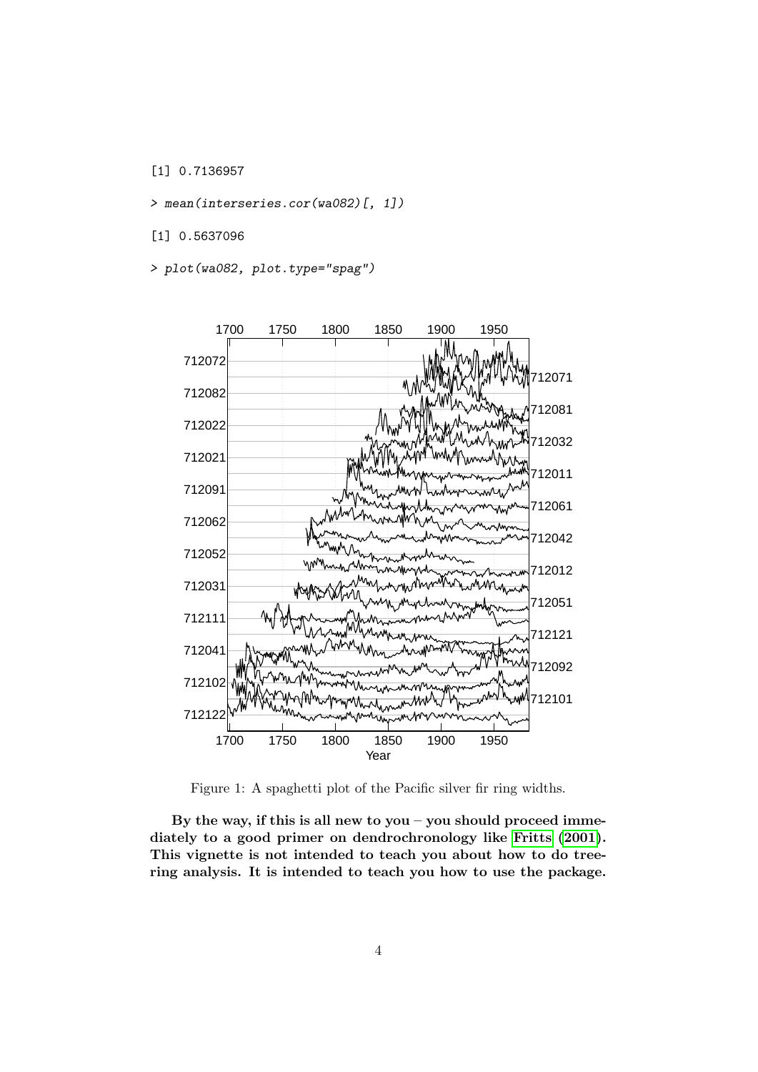```
[1] 0.7136957

> mean(interseries.cor(wa082)[, 1])

[1] 0.5637096

> plot(wa082, plot.type="spag")
```

Figure 1: A spaghetti plot of the Pacific silver fir ring widths.

**By the way, if this is all new to you – you should proceed immediately to a good primer on dendrochronology like Fritts (2001). This vignette is not intended to teach you about how to do tree-ring analysis. It is intended to teach you how to use the package.**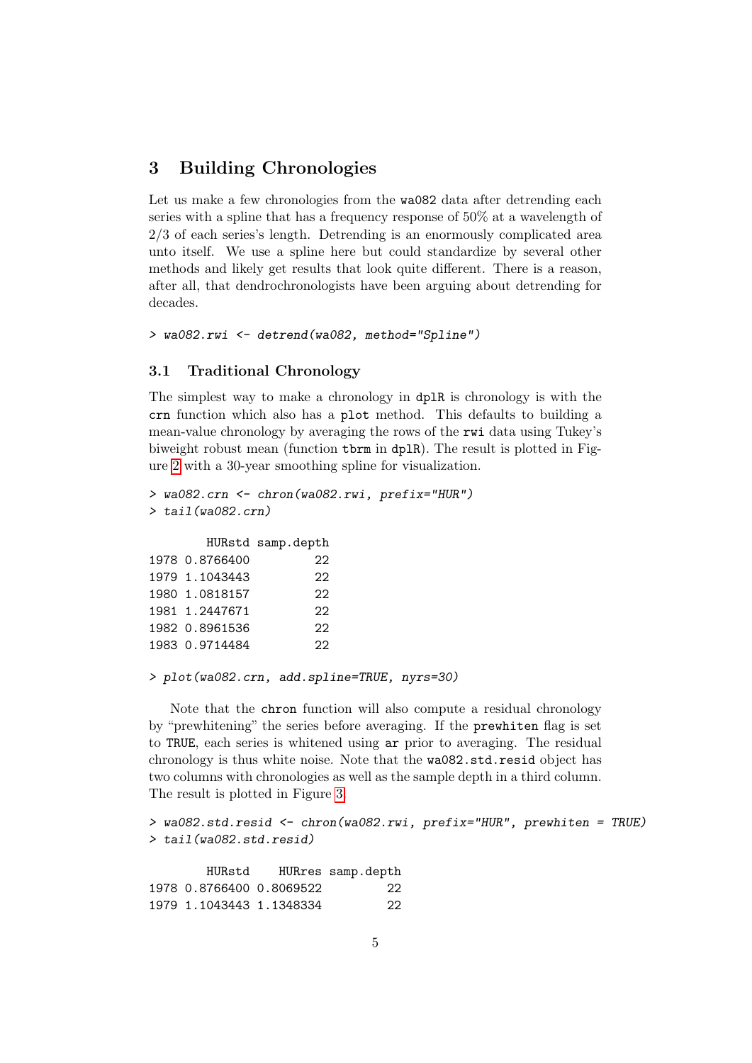## 3 Building Chronologies

Let us make a few chronologies from the wa082 data after detrending each series with a spline that has a frequency response of 50% at a wavelength of 2/3 of each series's length. Detrending is an enormously complicated area unto itself. We use a spline here but could standardize by several other methods and likely get results that look quite different. There is a reason, after all, that dendrochronologists have been arguing about detrending for decades.

```
> wa082.rwi <- detrend(wa082, method="Spline")
```

### 3.1 Traditional Chronology

The simplest way to make a chronology in dplR is chronology is with the crn function which also has a plot method. This defaults to building a mean-value chronology by averaging the rows of the rwi data using Tukey's biweight robust mean (function tbrm in dplR). The result is plotted in Figure 2 with a 30-year smoothing spline for visualization.

```
> wa082.crn <- chron(wa082.rwi, prefix="HUR")
> tail(wa082.crn)

        HURstd samp.depth
1978 0.8766400         22
1979 1.1043443         22
1980 1.0818157         22
1981 1.2447671         22
1982 0.8961536         22
1983 0.9714484         22

> plot(wa082.crn, add.spline=TRUE, nyrs=30)
```

Note that the chron function will also compute a residual chronology by "prewhitening" the series before averaging. If the prewhiten flag is set to TRUE, each series is whitened using ar prior to averaging. The residual chronology is thus white noise. Note that the wa082.std.resid object has two columns with chronologies as well as the sample depth in a third column. The result is plotted in Figure 3.

```
> wa082.std.resid <- chron(wa082.rwi, prefix="HUR", prewhiten = TRUE)
> tail(wa082.std.resid)

        HURstd    HURres samp.depth
1978 0.8766400 0.8069522         22
1979 1.1043443 1.1348334         22
```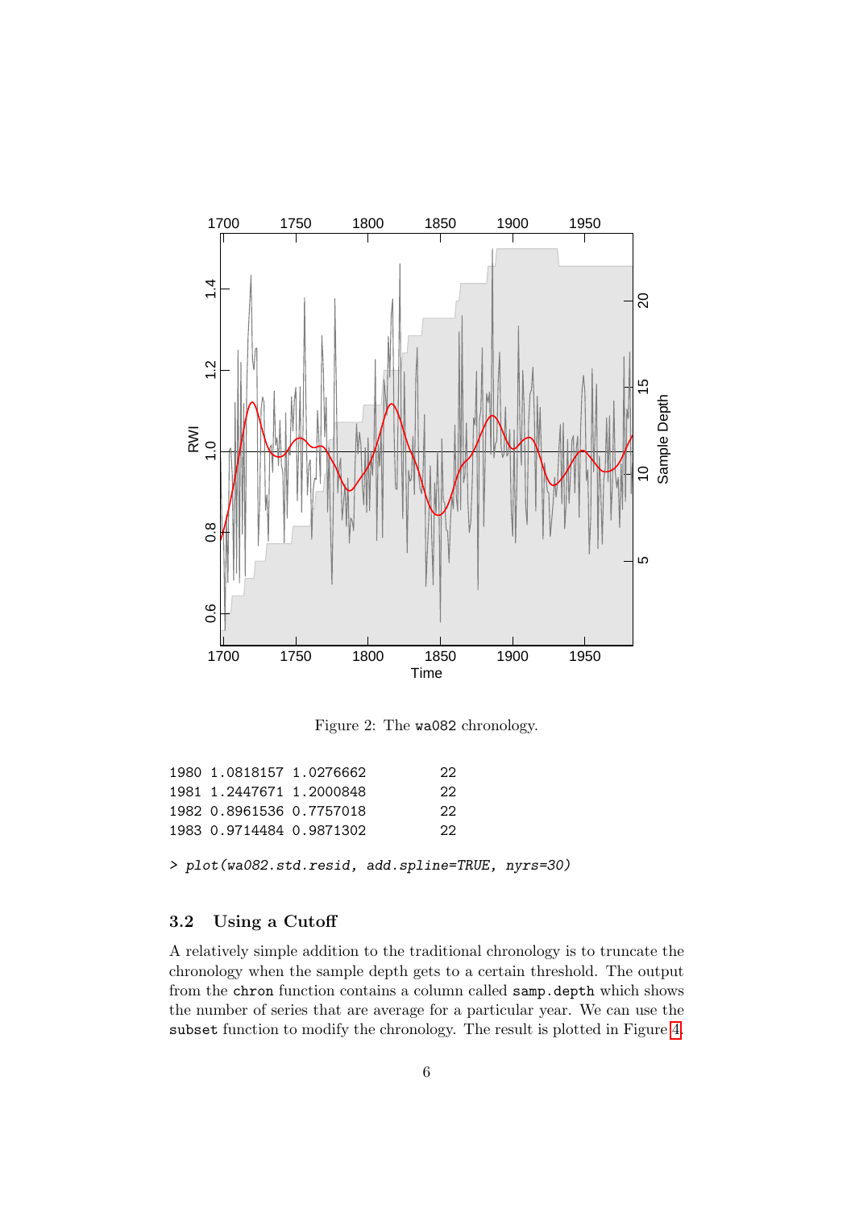Figure 2: The wa082 chronology.

```
1980 1.0818157 1.0276662          22
1981 1.2447671 1.2000848          22
1982 0.8961536 0.7757018          22
1983 0.9714484 0.9871302          22
```

```
> plot(wa082.std.resid, add.spline=TRUE, nyrs=30)
```

### 3.2 Using a Cutoff

A relatively simple addition to the traditional chronology is to truncate the chronology when the sample depth gets to a certain threshold. The output from the chron function contains a column called samp.depth which shows the number of series that are average for a particular year. We can use the subset function to modify the chronology. The result is plotted in Figure 4.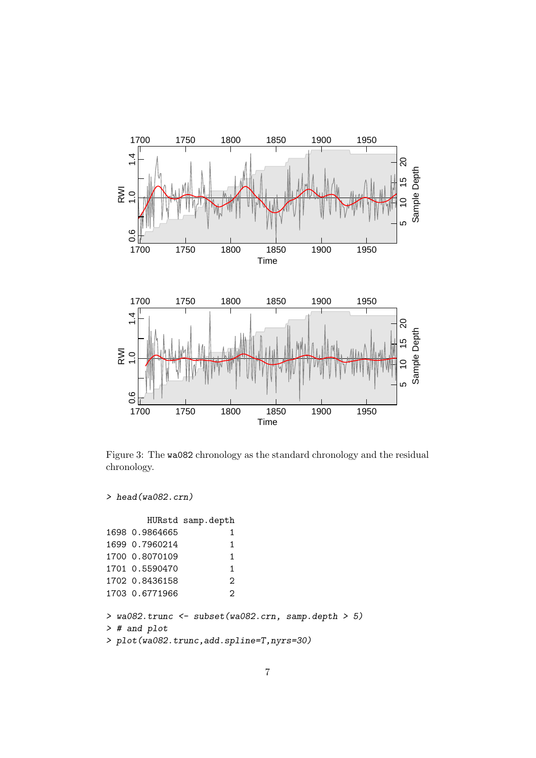Figure 3: The `wa082` chronology as the standard chronology and the residual chronology.

```
> head(wa082.crn)

        HURstd samp.depth
1698 0.9864665          1
1699 0.7960214          1
1700 0.8070109          1
1701 0.5590470          1
1702 0.8436158          2
1703 0.6771966          2

> wa082.trunc <- subset(wa082.crn, samp.depth > 5)
> # and plot
> plot(wa082.trunc,add.spline=T,nyrs=30)
```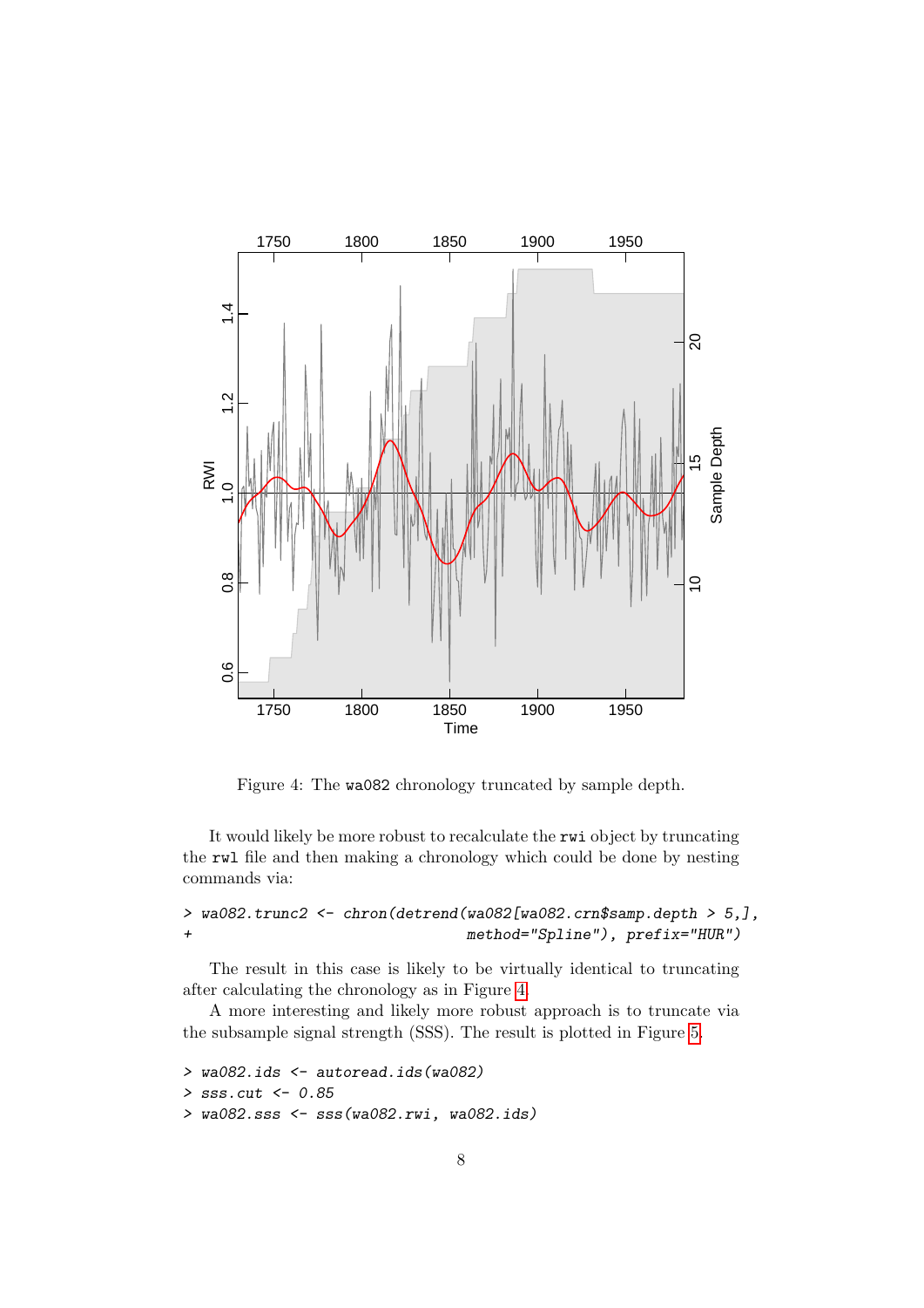Figure 4: The `wa082` chronology truncated by sample depth.

It would likely be more robust to recalculate the `rwi` object by truncating the `rwl` file and then making a chronology which could be done by nesting commands via:

```
> wa082.trunc2 <- chron(detrend(wa082[wa082.crn$samp.depth > 5,],
+                                method="Spline"), prefix="HUR")
```

The result in this case is likely to be virtually identical to truncating after calculating the chronology as in Figure 4.

A more interesting and likely more robust approach is to truncate via the subsample signal strength (SSS). The result is plotted in Figure 5.

```
> wa082.ids <- autoread.ids(wa082)
> sss.cut <- 0.85
> wa082.sss <- sss(wa082.rwi, wa082.ids)
```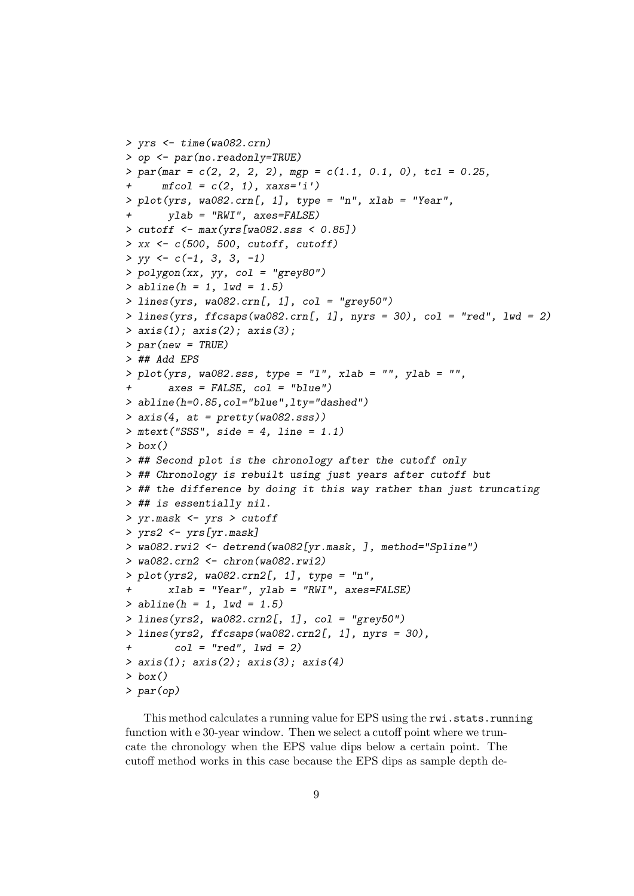```
> yrs <- time(wa082.crn)
> op <- par(no.readonly=TRUE)
> par(mar = c(2, 2, 2, 2), mgp = c(1.1, 0.1, 0), tcl = 0.25,
+     mfcol = c(2, 1), xaxs='i')
> plot(yrs, wa082.crn[, 1], type = "n", xlab = "Year",
+      ylab = "RWI", axes=FALSE)
> cutoff <- max(yrs[wa082.sss < 0.85])
> xx <- c(500, 500, cutoff, cutoff)
> yy <- c(-1, 3, 3, -1)
> polygon(xx, yy, col = "grey80")
> abline(h = 1, lwd = 1.5)
> lines(yrs, wa082.crn[, 1], col = "grey50")
> lines(yrs, ffcsaps(wa082.crn[, 1], nyrs = 30), col = "red", lwd = 2)
> axis(1); axis(2); axis(3);
> par(new = TRUE)
> ## Add EPS
> plot(yrs, wa082.sss, type = "l", xlab = "", ylab = "",
+      axes = FALSE, col = "blue")
> abline(h=0.85,col="blue",lty="dashed")
> axis(4, at = pretty(wa082.sss))
> mtext("SSS", side = 4, line = 1.1)
> box()
> ## Second plot is the chronology after the cutoff only
> ## Chronology is rebuilt using just years after cutoff but
> ## the difference by doing it this way rather than just truncating
> ## is essentially nil.
> yr.mask <- yrs > cutoff
> yrs2 <- yrs[yr.mask]
> wa082.rwi2 <- detrend(wa082[yr.mask, ], method="Spline")
> wa082.crn2 <- chron(wa082.rwi2)
> plot(yrs2, wa082.crn2[, 1], type = "n",
+      xlab = "Year", ylab = "RWI", axes=FALSE)
> abline(h = 1, lwd = 1.5)
> lines(yrs2, wa082.crn2[, 1], col = "grey50")
> lines(yrs2, ffcsaps(wa082.crn2[, 1], nyrs = 30),
+       col = "red", lwd = 2)
> axis(1); axis(2); axis(3); axis(4)
> box()
> par(op)
```

This method calculates a running value for EPS using the `rwi.stats.running` function with e 30-year window. Then we select a cutoff point where we truncate the chronology when the EPS value dips below a certain point. The cutoff method works in this case because the EPS dips as sample depth de-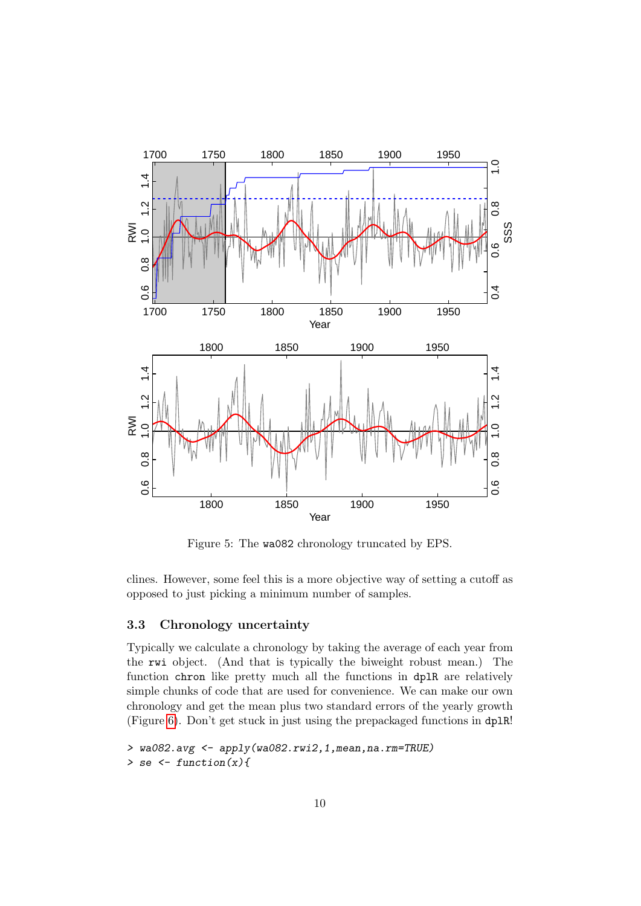Figure 5: The wa082 chronology truncated by EPS.

clines. However, some feel this is a more objective way of setting a cutoff as opposed to just picking a minimum number of samples.

### 3.3 Chronology uncertainty

Typically we calculate a chronology by taking the average of each year from the rwi object. (And that is typically the biweight robust mean.) The function chron like pretty much all the functions in dplR are relatively simple chunks of code that are used for convenience. We can make our own chronology and get the mean plus two standard errors of the yearly growth (Figure 6). Don't get stuck in just using the prepackaged functions in dplR!

```
> wa082.avg <- apply(wa082.rwi2,1,mean,na.rm=TRUE)
> se <- function(x){
```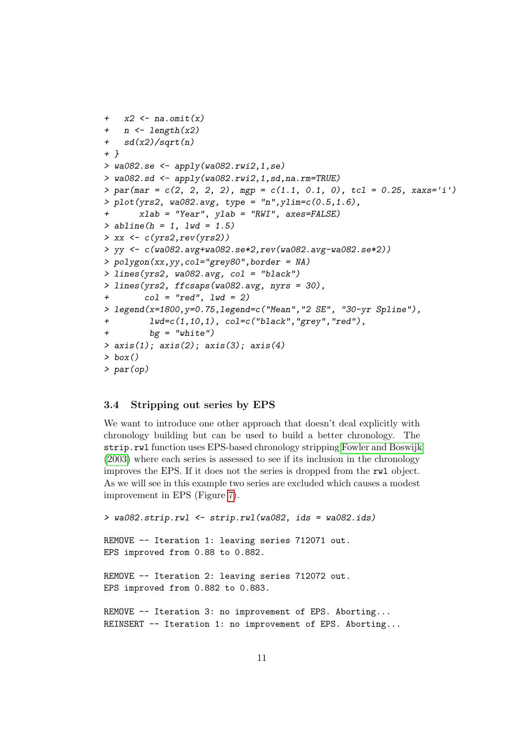```
+   x2 <- na.omit(x)
+   n <- length(x2)
+   sd(x2)/sqrt(n)
+ }
> wa082.se <- apply(wa082.rwi2,1,se)
> wa082.sd <- apply(wa082.rwi2,1,sd,na.rm=TRUE)
> par(mar = c(2, 2, 2, 2), mgp = c(1.1, 0.1, 0), tcl = 0.25, xaxs='i')
> plot(yrs2, wa082.avg, type = "n",ylim=c(0.5,1.6),
+      xlab = "Year", ylab = "RWI", axes=FALSE)
> abline(h = 1, lwd = 1.5)
> xx <- c(yrs2,rev(yrs2))
> yy <- c(wa082.avg+wa082.se*2,rev(wa082.avg-wa082.se*2))
> polygon(xx,yy,col="grey80",border = NA)
> lines(yrs2, wa082.avg, col = "black")
> lines(yrs2, ffcsaps(wa082.avg, nyrs = 30),
+       col = "red", lwd = 2)
> legend(x=1800,y=0.75,legend=c("Mean","2 SE", "30-yr Spline"),
+        lwd=c(1,10,1), col=c("black","grey","red"),
+        bg = "white")
> axis(1); axis(2); axis(3); axis(4)
> box()
> par(op)
```

### 3.4 Stripping out series by EPS

We want to introduce one other approach that doesn't deal explicitly with chronology building but can be used to build a better chronology. The `strip.rwl` function uses EPS-based chronology stripping Fowler and Boswijk (2003) where each series is assessed to see if its inclusion in the chronology improves the EPS. If it does not the series is dropped from the `rwl` object. As we will see in this example two series are excluded which causes a modest improvement in EPS (Figure 7).

```
> wa082.strip.rwl <- strip.rwl(wa082, ids = wa082.ids)

REMOVE -- Iteration 1: leaving series 712071 out.
EPS improved from 0.88 to 0.882.

REMOVE -- Iteration 2: leaving series 712072 out.
EPS improved from 0.882 to 0.883.

REMOVE -- Iteration 3: no improvement of EPS. Aborting...
REINSERT -- Iteration 1: no improvement of EPS. Aborting...
```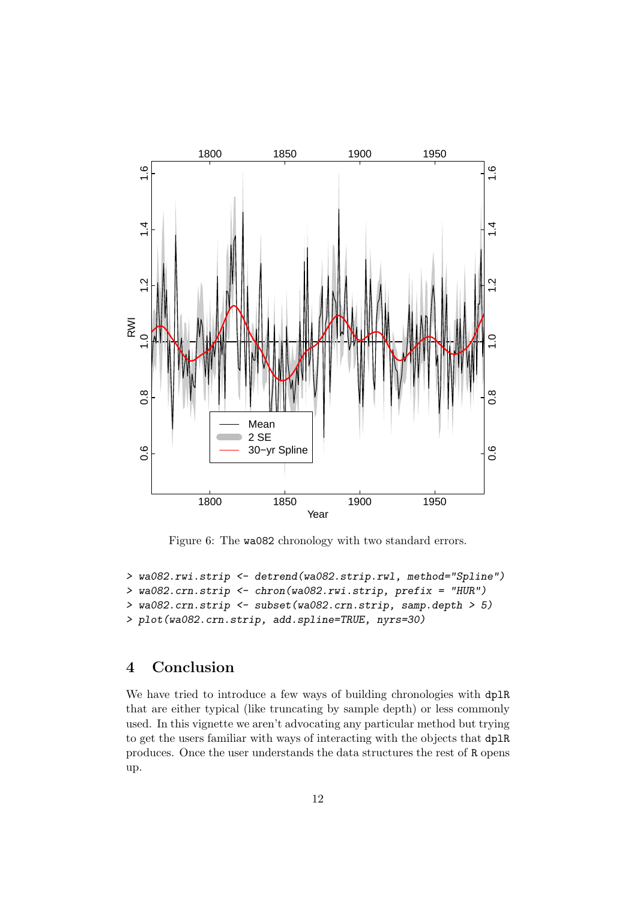Figure 6: The wa082 chronology with two standard errors.

```
> wa082.rwi.strip <- detrend(wa082.strip.rwl, method="Spline")
> wa082.crn.strip <- chron(wa082.rwi.strip, prefix = "HUR")
> wa082.crn.strip <- subset(wa082.crn.strip, samp.depth > 5)
> plot(wa082.crn.strip, add.spline=TRUE, nyrs=30)
```

## 4 Conclusion

We have tried to introduce a few ways of building chronologies with dplR that are either typical (like truncating by sample depth) or less commonly used. In this vignette we aren't advocating any particular method but trying to get the users familiar with ways of interacting with the objects that dplR produces. Once the user understands the data structures the rest of R opens up.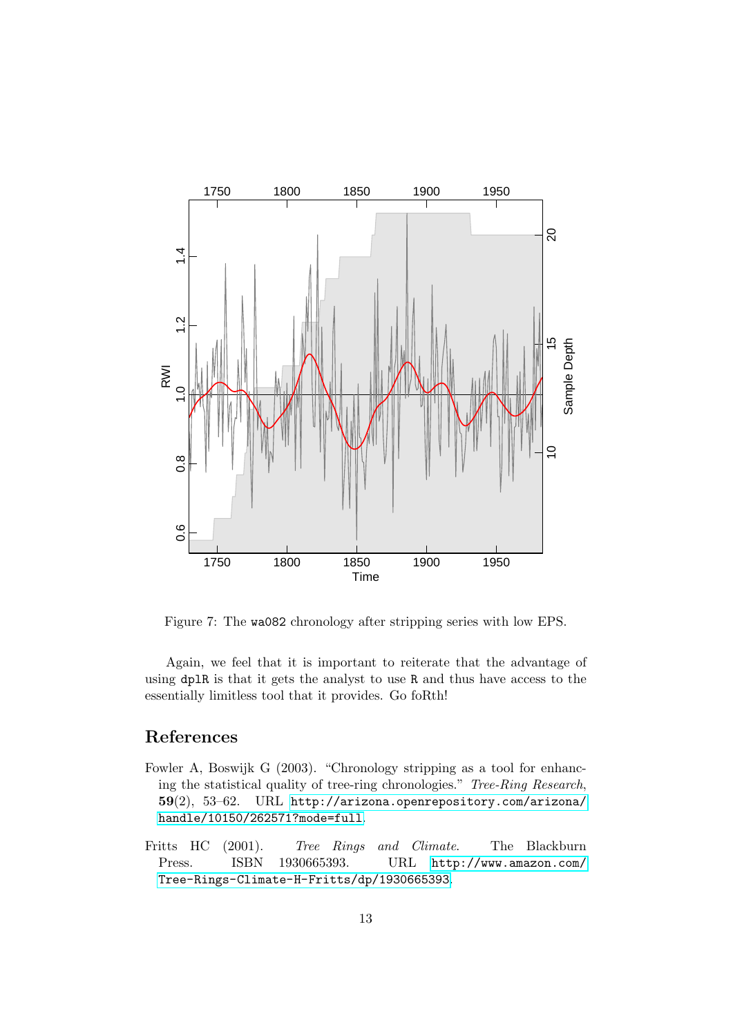1750 1800 1850 1900 1950

RWI

0.6 0.8 1.0 1.2 1.4

Sample Depth

10 15 20

1750 1800 1850 1900 1950

Time

Figure 7: The wa082 chronology after stripping series with low EPS.

Again, we feel that it is important to reiterate that the advantage of using dplR is that it gets the analyst to use R and thus have access to the essentially limitless tool that it provides. Go foRth!

## References

Fowler A, Boswijk G (2003). "Chronology stripping as a tool for enhancing the statistical quality of tree-ring chronologies." *Tree-Ring Research*, **59**(2), 53–62. URL http://arizona.openrepository.com/arizona/handle/10150/262571?mode=full.

Fritts HC (2001). *Tree Rings and Climate*. The Blackburn Press. ISBN 1930665393. URL http://www.amazon.com/Tree-Rings-Climate-H-Fritts/dp/1930665393.